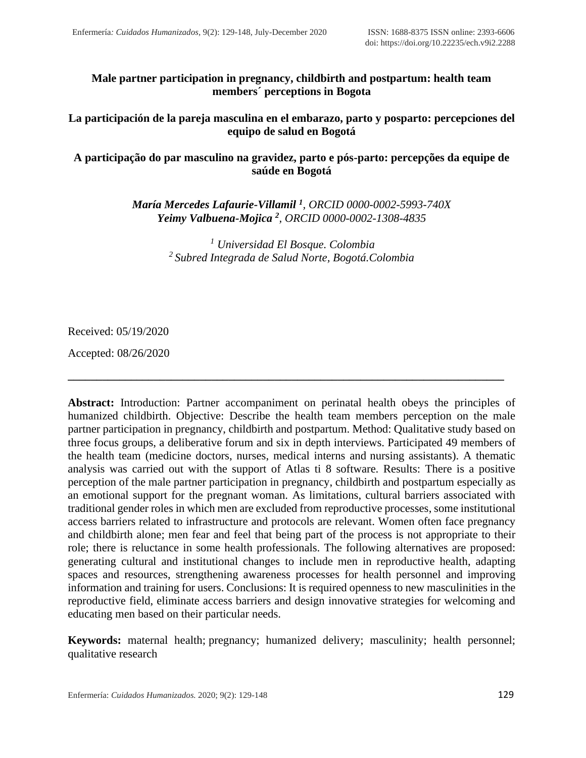# Male partner participation in pregnancy, childbirth and postpartum: health team members´ perceptions in Bogota

# La participación de la pareja masculina en el embarazo, parto y posparto: percepciones del equipo de salud en Bogotá

# A participação do par masculino na gravidez, parto e pós-parto: percepções da equipe de saúde en Bogotá

***María Mercedes Lafaurie-Villamil*** [1], *ORCID 0000-0002-5993-740X*
***Yeimy Valbuena-Mojica*** [2], *ORCID 0000-0002-1308-4835*

[1] *Universidad El Bosque. Colombia*
[2] *Subred Integrada de Salud Norte, Bogotá.Colombia*

Received: 05/19/2020

Accepted: 08/26/2020

---

**Abstract:** Introduction: Partner accompaniment on perinatal health obeys the principles of humanized childbirth. Objective: Describe the health team members perception on the male partner participation in pregnancy, childbirth and postpartum. Method: Qualitative study based on three focus groups, a deliberative forum and six in depth interviews. Participated 49 members of the health team (medicine doctors, nurses, medical interns and nursing assistants). A thematic analysis was carried out with the support of Atlas ti 8 software. Results: There is a positive perception of the male partner participation in pregnancy, childbirth and postpartum especially as an emotional support for the pregnant woman. As limitations, cultural barriers associated with traditional gender roles in which men are excluded from reproductive processes, some institutional access barriers related to infrastructure and protocols are relevant. Women often face pregnancy and childbirth alone; men fear and feel that being part of the process is not appropriate to their role; there is reluctance in some health professionals. The following alternatives are proposed: generating cultural and institutional changes to include men in reproductive health, adapting spaces and resources, strengthening awareness processes for health personnel and improving information and training for users. Conclusions: It is required openness to new masculinities in the reproductive field, eliminate access barriers and design innovative strategies for welcoming and educating men based on their particular needs.

**Keywords:** maternal health; pregnancy; humanized delivery; masculinity; health personnel; qualitative research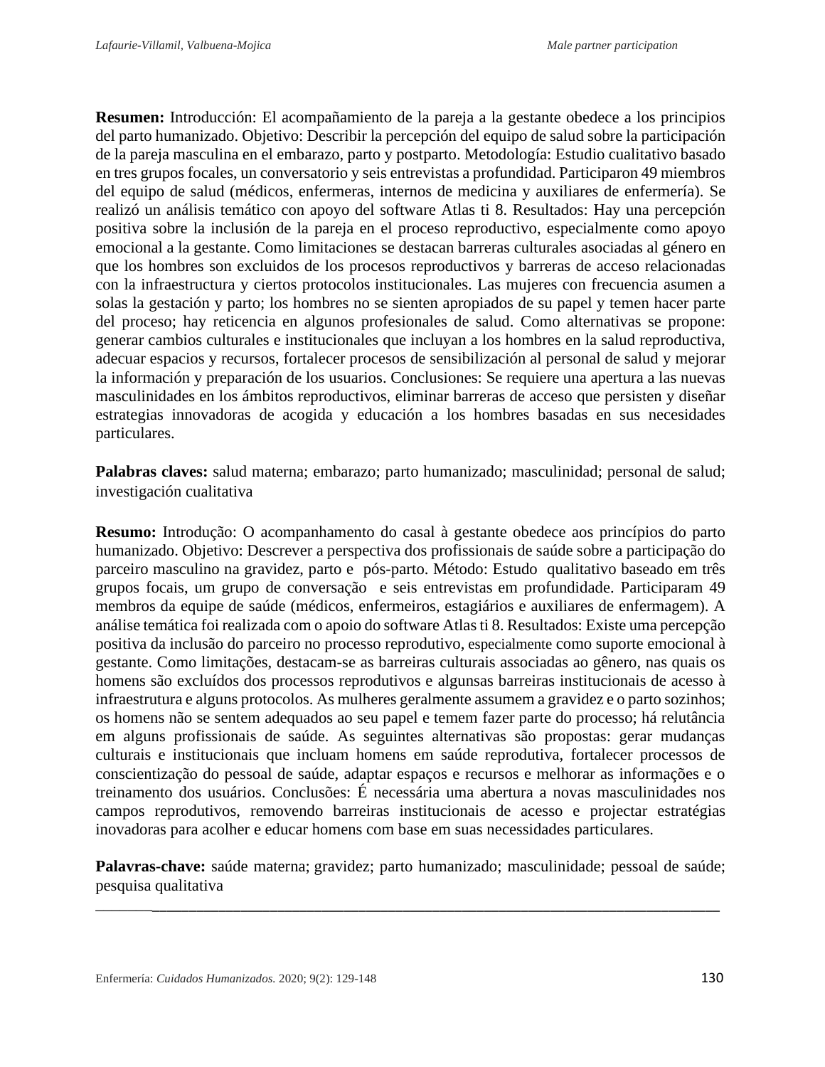**Resumen:** Introducción: El acompañamiento de la pareja a la gestante obedece a los principios del parto humanizado. Objetivo: Describir la percepción del equipo de salud sobre la participación de la pareja masculina en el embarazo, parto y postparto. Metodología: Estudio cualitativo basado en tres grupos focales, un conversatorio y seis entrevistas a profundidad. Participaron 49 miembros del equipo de salud (médicos, enfermeras, internos de medicina y auxiliares de enfermería). Se realizó un análisis temático con apoyo del software Atlas ti 8. Resultados: Hay una percepción positiva sobre la inclusión de la pareja en el proceso reproductivo, especialmente como apoyo emocional a la gestante. Como limitaciones se destacan barreras culturales asociadas al género en que los hombres son excluidos de los procesos reproductivos y barreras de acceso relacionadas con la infraestructura y ciertos protocolos institucionales. Las mujeres con frecuencia asumen a solas la gestación y parto; los hombres no se sienten apropiados de su papel y temen hacer parte del proceso; hay reticencia en algunos profesionales de salud. Como alternativas se propone: generar cambios culturales e institucionales que incluyan a los hombres en la salud reproductiva, adecuar espacios y recursos, fortalecer procesos de sensibilización al personal de salud y mejorar la información y preparación de los usuarios. Conclusiones: Se requiere una apertura a las nuevas masculinidades en los ámbitos reproductivos, eliminar barreras de acceso que persisten y diseñar estrategias innovadoras de acogida y educación a los hombres basadas en sus necesidades particulares.

**Palabras claves:** salud materna; embarazo; parto humanizado; masculinidad; personal de salud; investigación cualitativa

**Resumo:** Introdução: O acompanhamento do casal à gestante obedece aos princípios do parto humanizado. Objetivo: Descrever a perspectiva dos profissionais de saúde sobre a participação do parceiro masculino na gravidez, parto e pós-parto. Método: Estudo qualitativo baseado em três grupos focais, um grupo de conversação e seis entrevistas em profundidade. Participaram 49 membros da equipe de saúde (médicos, enfermeiros, estagiários e auxiliares de enfermagem). A análise temática foi realizada com o apoio do software Atlas ti 8. Resultados: Existe uma percepção positiva da inclusão do parceiro no processo reprodutivo, especialmente como suporte emocional à gestante. Como limitações, destacam-se as barreiras culturais associadas ao gênero, nas quais os homens são excluídos dos processos reprodutivos e algunsas barreiras institucionais de acesso à infraestrutura e alguns protocolos. As mulheres geralmente assumem a gravidez e o parto sozinhos; os homens não se sentem adequados ao seu papel e temem fazer parte do processo; há relutância em alguns profissionais de saúde. As seguintes alternativas são propostas: gerar mudanças culturais e institucionais que incluam homens em saúde reprodutiva, fortalecer processos de conscientização do pessoal de saúde, adaptar espaços e recursos e melhorar as informações e o treinamento dos usuários. Conclusões: É necessária uma abertura a novas masculinidades nos campos reprodutivos, removendo barreiras institucionais de acesso e projectar estratégias inovadoras para acolher e educar homens com base em suas necessidades particulares.

**Palavras-chave:** saúde materna; gravidez; parto humanizado; masculinidade; pessoal de saúde; pesquisa qualitativa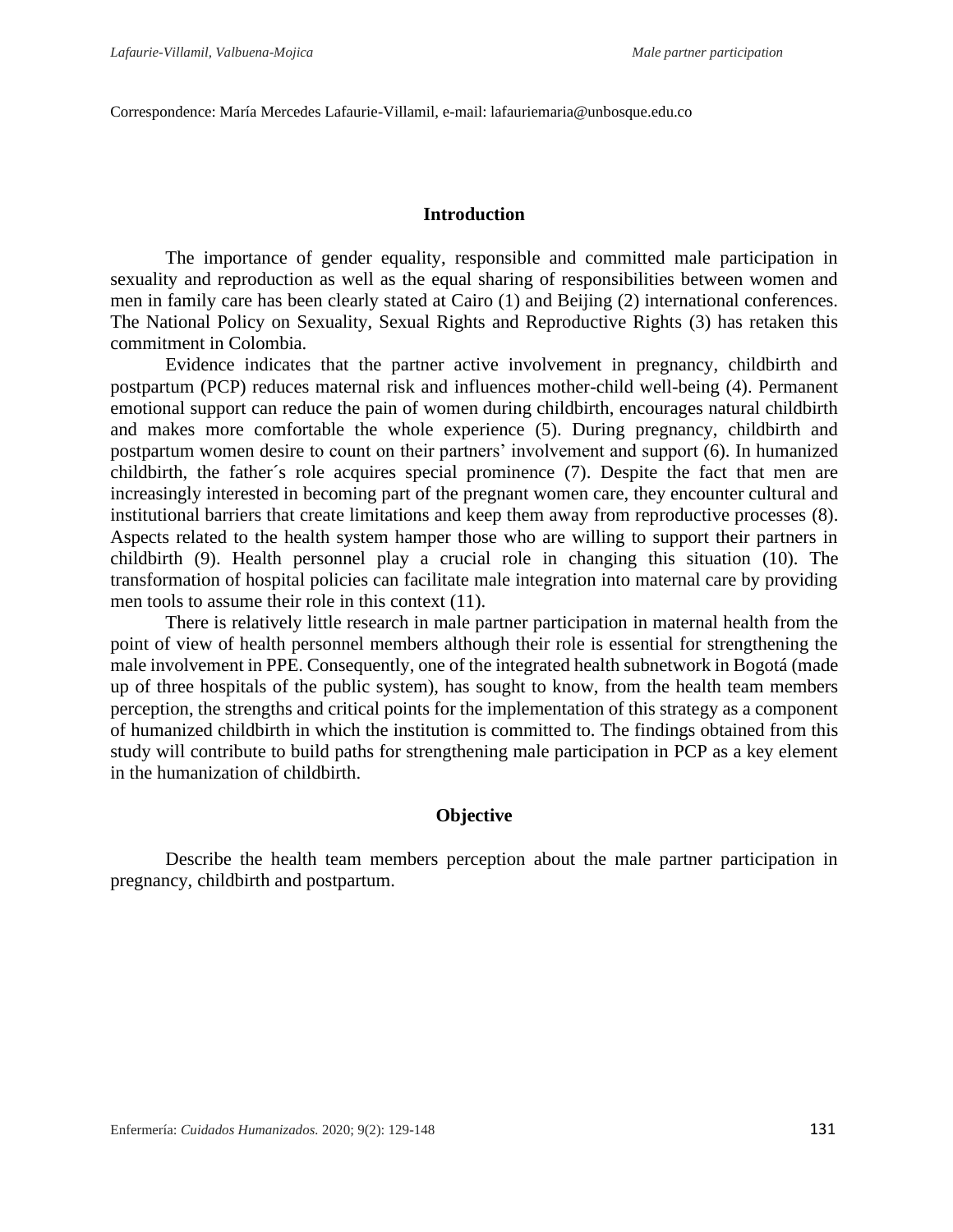Correspondence: María Mercedes Lafaurie-Villamil, e-mail: lafauriemaria@unbosque.edu.co

## Introduction

The importance of gender equality, responsible and committed male participation in sexuality and reproduction as well as the equal sharing of responsibilities between women and men in family care has been clearly stated at Cairo (1) and Beijing (2) international conferences. The National Policy on Sexuality, Sexual Rights and Reproductive Rights (3) has retaken this commitment in Colombia.

Evidence indicates that the partner active involvement in pregnancy, childbirth and postpartum (PCP) reduces maternal risk and influences mother-child well-being (4). Permanent emotional support can reduce the pain of women during childbirth, encourages natural childbirth and makes more comfortable the whole experience (5). During pregnancy, childbirth and postpartum women desire to count on their partners' involvement and support (6). In humanized childbirth, the father´s role acquires special prominence (7). Despite the fact that men are increasingly interested in becoming part of the pregnant women care, they encounter cultural and institutional barriers that create limitations and keep them away from reproductive processes (8). Aspects related to the health system hamper those who are willing to support their partners in childbirth (9). Health personnel play a crucial role in changing this situation (10). The transformation of hospital policies can facilitate male integration into maternal care by providing men tools to assume their role in this context (11).

There is relatively little research in male partner participation in maternal health from the point of view of health personnel members although their role is essential for strengthening the male involvement in PPE. Consequently, one of the integrated health subnetwork in Bogotá (made up of three hospitals of the public system), has sought to know, from the health team members perception, the strengths and critical points for the implementation of this strategy as a component of humanized childbirth in which the institution is committed to. The findings obtained from this study will contribute to build paths for strengthening male participation in PCP as a key element in the humanization of childbirth.

## Objective

Describe the health team members perception about the male partner participation in pregnancy, childbirth and postpartum.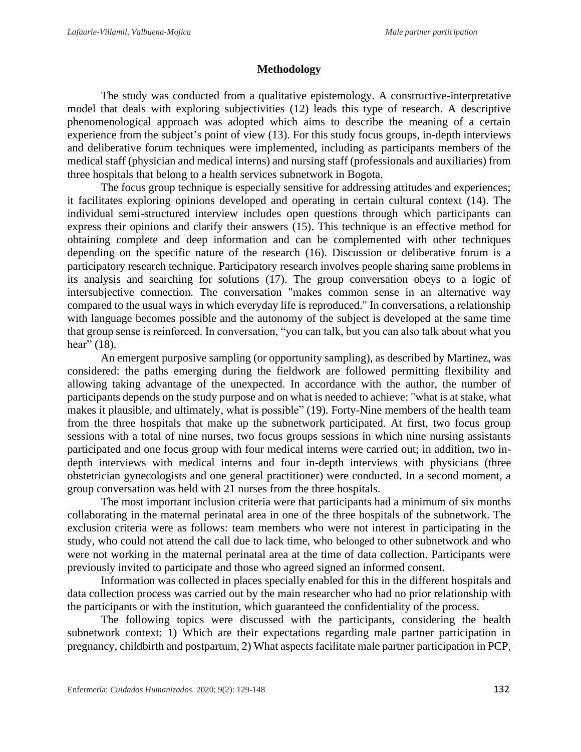## Methodology

The study was conducted from a qualitative epistemology. A constructive-interpretative model that deals with exploring subjectivities (12) leads this type of research. A descriptive phenomenological approach was adopted which aims to describe the meaning of a certain experience from the subject's point of view (13). For this study focus groups, in-depth interviews and deliberative forum techniques were implemented, including as participants members of the medical staff (physician and medical interns) and nursing staff (professionals and auxiliaries) from three hospitals that belong to a health services subnetwork in Bogota.

The focus group technique is especially sensitive for addressing attitudes and experiences; it facilitates exploring opinions developed and operating in certain cultural context (14). The individual semi-structured interview includes open questions through which participants can express their opinions and clarify their answers (15). This technique is an effective method for obtaining complete and deep information and can be complemented with other techniques depending on the specific nature of the research (16). Discussion or deliberative forum is a participatory research technique. Participatory research involves people sharing same problems in its analysis and searching for solutions (17). The group conversation obeys to a logic of intersubjective connection. The conversation "makes common sense in an alternative way compared to the usual ways in which everyday life is reproduced." In conversations, a relationship with language becomes possible and the autonomy of the subject is developed at the same time that group sense is reinforced. In conversation, "you can talk, but you can also talk about what you hear" (18).

An emergent purposive sampling (or opportunity sampling), as described by Martinez, was considered: the paths emerging during the fieldwork are followed permitting flexibility and allowing taking advantage of the unexpected. In accordance with the author, the number of participants depends on the study purpose and on what is needed to achieve: "what is at stake, what makes it plausible, and ultimately, what is possible" (19). Forty-Nine members of the health team from the three hospitals that make up the subnetwork participated. At first, two focus group sessions with a total of nine nurses, two focus groups sessions in which nine nursing assistants participated and one focus group with four medical interns were carried out; in addition, two in-depth interviews with medical interns and four in-depth interviews with physicians (three obstetrician gynecologists and one general practitioner) were conducted. In a second moment, a group conversation was held with 21 nurses from the three hospitals.

The most important inclusion criteria were that participants had a minimum of six months collaborating in the maternal perinatal area in one of the three hospitals of the subnetwork. The exclusion criteria were as follows: team members who were not interest in participating in the study, who could not attend the call due to lack time, who belonged to other subnetwork and who were not working in the maternal perinatal area at the time of data collection. Participants were previously invited to participate and those who agreed signed an informed consent.

Information was collected in places specially enabled for this in the different hospitals and data collection process was carried out by the main researcher who had no prior relationship with the participants or with the institution, which guaranteed the confidentiality of the process.

The following topics were discussed with the participants, considering the health subnetwork context: 1) Which are their expectations regarding male partner participation in pregnancy, childbirth and postpartum, 2) What aspects facilitate male partner participation in PCP,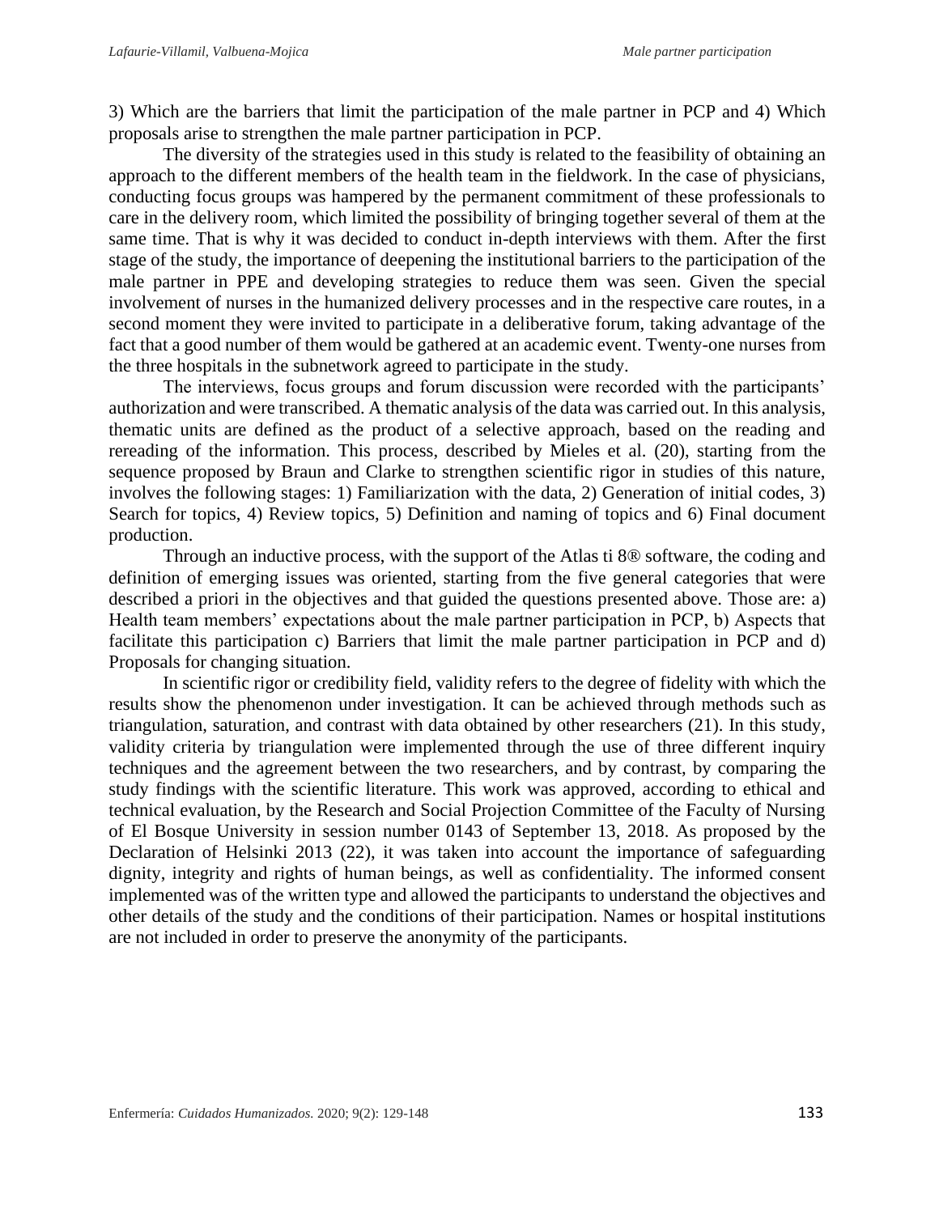3) Which are the barriers that limit the participation of the male partner in PCP and 4) Which proposals arise to strengthen the male partner participation in PCP.

The diversity of the strategies used in this study is related to the feasibility of obtaining an approach to the different members of the health team in the fieldwork. In the case of physicians, conducting focus groups was hampered by the permanent commitment of these professionals to care in the delivery room, which limited the possibility of bringing together several of them at the same time. That is why it was decided to conduct in-depth interviews with them. After the first stage of the study, the importance of deepening the institutional barriers to the participation of the male partner in PPE and developing strategies to reduce them was seen. Given the special involvement of nurses in the humanized delivery processes and in the respective care routes, in a second moment they were invited to participate in a deliberative forum, taking advantage of the fact that a good number of them would be gathered at an academic event. Twenty-one nurses from the three hospitals in the subnetwork agreed to participate in the study.

The interviews, focus groups and forum discussion were recorded with the participants' authorization and were transcribed. A thematic analysis of the data was carried out. In this analysis, thematic units are defined as the product of a selective approach, based on the reading and rereading of the information. This process, described by Mieles et al. (20), starting from the sequence proposed by Braun and Clarke to strengthen scientific rigor in studies of this nature, involves the following stages: 1) Familiarization with the data, 2) Generation of initial codes, 3) Search for topics, 4) Review topics, 5) Definition and naming of topics and 6) Final document production.

Through an inductive process, with the support of the Atlas ti 8® software, the coding and definition of emerging issues was oriented, starting from the five general categories that were described a priori in the objectives and that guided the questions presented above. Those are: a) Health team members' expectations about the male partner participation in PCP, b) Aspects that facilitate this participation c) Barriers that limit the male partner participation in PCP and d) Proposals for changing situation.

In scientific rigor or credibility field, validity refers to the degree of fidelity with which the results show the phenomenon under investigation. It can be achieved through methods such as triangulation, saturation, and contrast with data obtained by other researchers (21). In this study, validity criteria by triangulation were implemented through the use of three different inquiry techniques and the agreement between the two researchers, and by contrast, by comparing the study findings with the scientific literature. This work was approved, according to ethical and technical evaluation, by the Research and Social Projection Committee of the Faculty of Nursing of El Bosque University in session number 0143 of September 13, 2018. As proposed by the Declaration of Helsinki 2013 (22), it was taken into account the importance of safeguarding dignity, integrity and rights of human beings, as well as confidentiality. The informed consent implemented was of the written type and allowed the participants to understand the objectives and other details of the study and the conditions of their participation. Names or hospital institutions are not included in order to preserve the anonymity of the participants.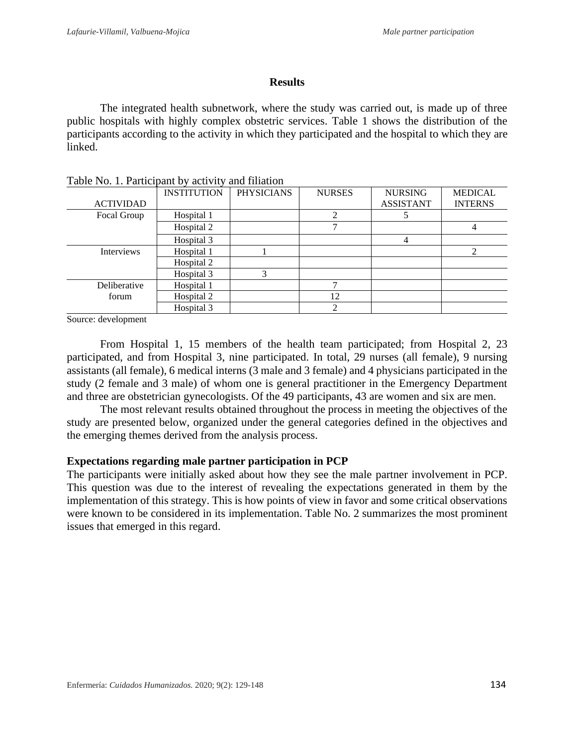## Results

The integrated health subnetwork, where the study was carried out, is made up of three public hospitals with highly complex obstetric services. Table 1 shows the distribution of the participants according to the activity in which they participated and the hospital to which they are linked.

Table No. 1. Participant by activity and filiation

| ACTIVIDAD | INSTITUTION | PHYSICIANS | NURSES | NURSING ASSISTANT | MEDICAL INTERNS |
|---|---|---|---|---|---|
| Focal Group | Hospital 1 | | 2 | 5 | |
| | Hospital 2 | | 7 | | 4 |
| | Hospital 3 | | | 4 | |
| Interviews | Hospital 1 | 1 | | | 2 |
| | Hospital 2 | | | | |
| | Hospital 3 | 3 | | | |
| Deliberative forum | Hospital 1 | | 7 | | |
| | Hospital 2 | | 12 | | |
| | Hospital 3 | | 2 | | |

Source: development

From Hospital 1, 15 members of the health team participated; from Hospital 2, 23 participated, and from Hospital 3, nine participated. In total, 29 nurses (all female), 9 nursing assistants (all female), 6 medical interns (3 male and 3 female) and 4 physicians participated in the study (2 female and 3 male) of whom one is general practitioner in the Emergency Department and three are obstetrician gynecologists. Of the 49 participants, 43 are women and six are men.

The most relevant results obtained throughout the process in meeting the objectives of the study are presented below, organized under the general categories defined in the objectives and the emerging themes derived from the analysis process.

### Expectations regarding male partner participation in PCP

The participants were initially asked about how they see the male partner involvement in PCP. This question was due to the interest of revealing the expectations generated in them by the implementation of this strategy. This is how points of view in favor and some critical observations were known to be considered in its implementation. Table No. 2 summarizes the most prominent issues that emerged in this regard.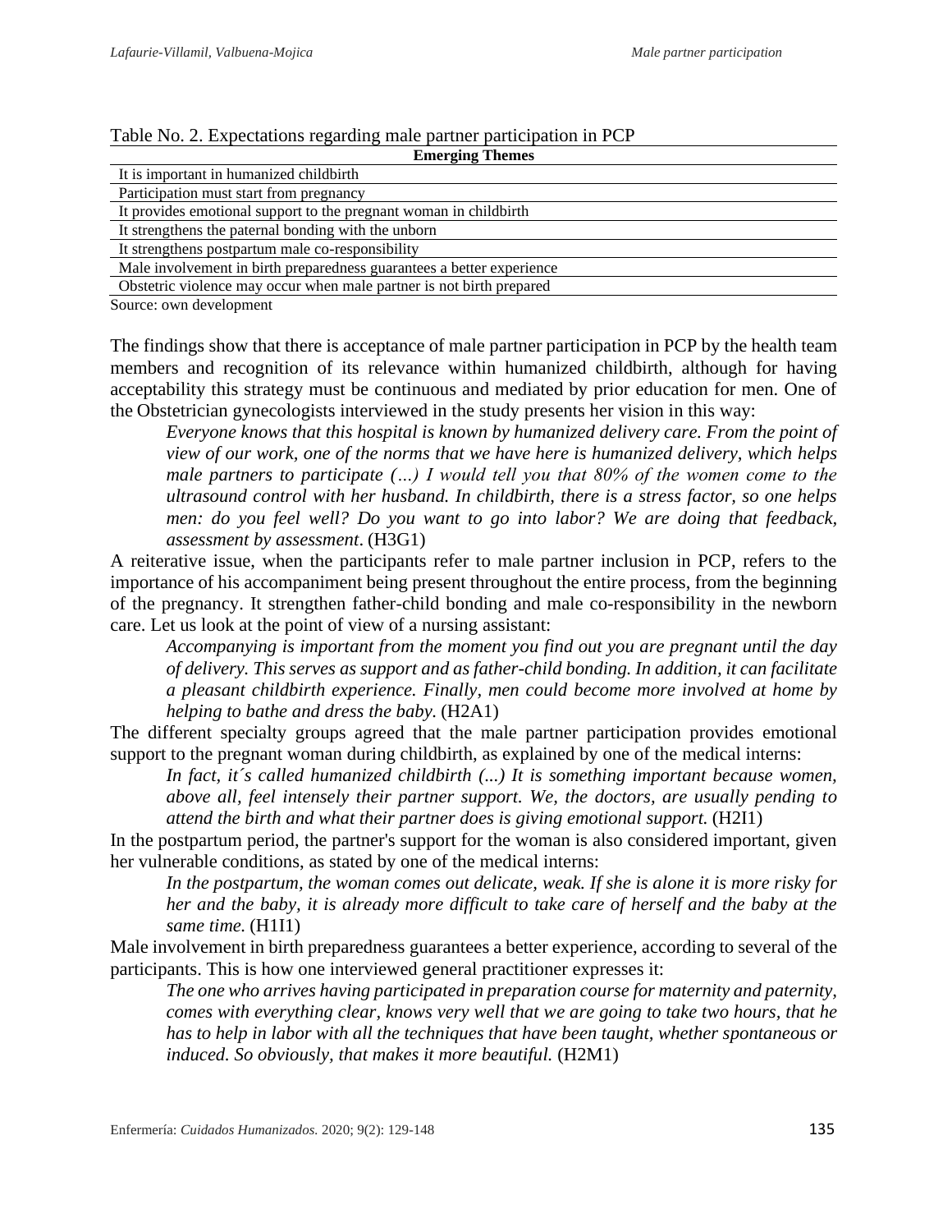Table No. 2. Expectations regarding male partner participation in PCP

| Emerging Themes |
|---|
| It is important in humanized childbirth |
| Participation must start from pregnancy |
| It provides emotional support to the pregnant woman in childbirth |
| It strengthens the paternal bonding with the unborn |
| It strengthens postpartum male co-responsibility |
| Male involvement in birth preparedness guarantees a better experience |
| Obstetric violence may occur when male partner is not birth prepared |

Source: own development

The findings show that there is acceptance of male partner participation in PCP by the health team members and recognition of its relevance within humanized childbirth, although for having acceptability this strategy must be continuous and mediated by prior education for men. One of the Obstetrician gynecologists interviewed in the study presents her vision in this way:

> *Everyone knows that this hospital is known by humanized delivery care. From the point of view of our work, one of the norms that we have here is humanized delivery, which helps male partners to participate (…) I would tell you that 80% of the women come to the ultrasound control with her husband. In childbirth, there is a stress factor, so one helps men: do you feel well? Do you want to go into labor? We are doing that feedback, assessment by assessment*. (H3G1)

A reiterative issue, when the participants refer to male partner inclusion in PCP, refers to the importance of his accompaniment being present throughout the entire process, from the beginning of the pregnancy. It strengthen father-child bonding and male co-responsibility in the newborn care. Let us look at the point of view of a nursing assistant:

> *Accompanying is important from the moment you find out you are pregnant until the day of delivery. This serves as support and as father-child bonding. In addition, it can facilitate a pleasant childbirth experience. Finally, men could become more involved at home by helping to bathe and dress the baby.* (H2A1)

The different specialty groups agreed that the male partner participation provides emotional support to the pregnant woman during childbirth, as explained by one of the medical interns:

> *In fact, it´s called humanized childbirth (...) It is something important because women, above all, feel intensely their partner support. We, the doctors, are usually pending to attend the birth and what their partner does is giving emotional support.* (H2I1)

In the postpartum period, the partner's support for the woman is also considered important, given her vulnerable conditions, as stated by one of the medical interns:

> *In the postpartum, the woman comes out delicate, weak. If she is alone it is more risky for her and the baby, it is already more difficult to take care of herself and the baby at the same time.* (H1I1)

Male involvement in birth preparedness guarantees a better experience, according to several of the participants. This is how one interviewed general practitioner expresses it:

> *The one who arrives having participated in preparation course for maternity and paternity, comes with everything clear, knows very well that we are going to take two hours, that he has to help in labor with all the techniques that have been taught, whether spontaneous or induced. So obviously, that makes it more beautiful.* (H2M1)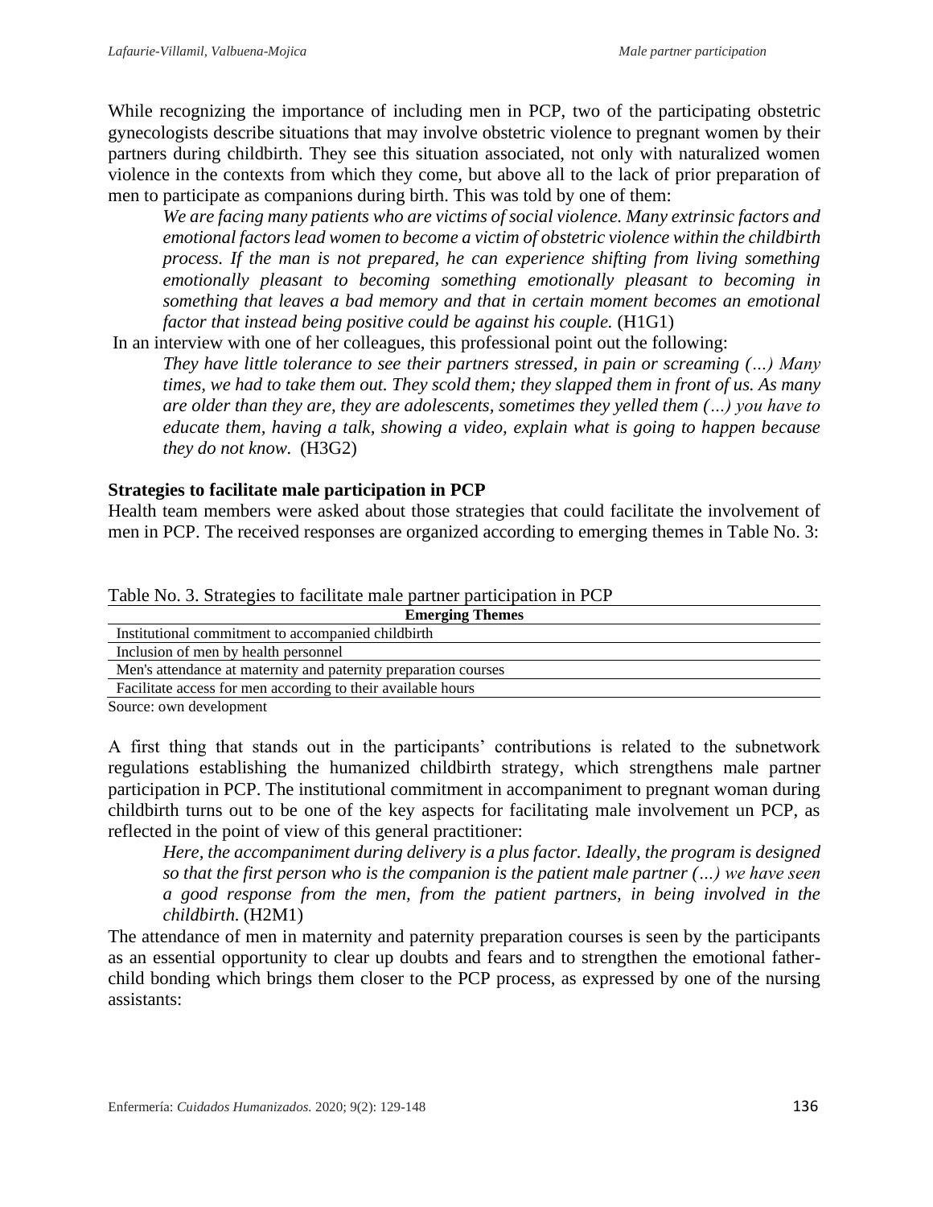While recognizing the importance of including men in PCP, two of the participating obstetric gynecologists describe situations that may involve obstetric violence to pregnant women by their partners during childbirth. They see this situation associated, not only with naturalized women violence in the contexts from which they come, but above all to the lack of prior preparation of men to participate as companions during birth. This was told by one of them:

> *We are facing many patients who are victims of social violence. Many extrinsic factors and emotional factors lead women to become a victim of obstetric violence within the childbirth process. If the man is not prepared, he can experience shifting from living something emotionally pleasant to becoming something emotionally pleasant to becoming in something that leaves a bad memory and that in certain moment becomes an emotional factor that instead being positive could be against his couple.* (H1G1)

In an interview with one of her colleagues, this professional point out the following:

> *They have little tolerance to see their partners stressed, in pain or screaming (…) Many times, we had to take them out. They scold them; they slapped them in front of us. As many are older than they are, they are adolescents, sometimes they yelled them (…) you have to educate them, having a talk, showing a video, explain what is going to happen because they do not know.* (H3G2)

### Strategies to facilitate male participation in PCP

Health team members were asked about those strategies that could facilitate the involvement of men in PCP. The received responses are organized according to emerging themes in Table No. 3:

Table No. 3. Strategies to facilitate male partner participation in PCP

| Emerging Themes |
|---|
| Institutional commitment to accompanied childbirth |
| Inclusion of men by health personnel |
| Men's attendance at maternity and paternity preparation courses |
| Facilitate access for men according to their available hours |

Source: own development

A first thing that stands out in the participants' contributions is related to the subnetwork regulations establishing the humanized childbirth strategy, which strengthens male partner participation in PCP. The institutional commitment in accompaniment to pregnant woman during childbirth turns out to be one of the key aspects for facilitating male involvement un PCP, as reflected in the point of view of this general practitioner:

> *Here, the accompaniment during delivery is a plus factor. Ideally, the program is designed so that the first person who is the companion is the patient male partner (…) we have seen a good response from the men, from the patient partners, in being involved in the childbirth.* (H2M1)

The attendance of men in maternity and paternity preparation courses is seen by the participants as an essential opportunity to clear up doubts and fears and to strengthen the emotional father-child bonding which brings them closer to the PCP process, as expressed by one of the nursing assistants: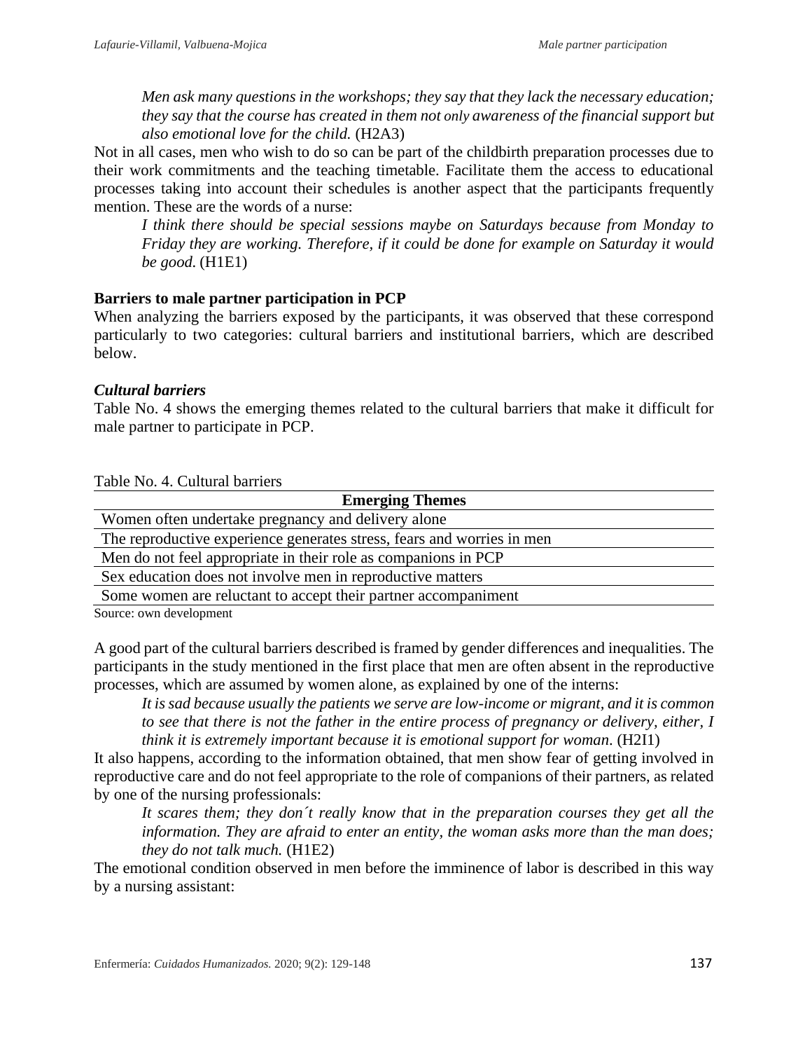> *Men ask many questions in the workshops; they say that they lack the necessary education; they say that the course has created in them not only awareness of the financial support but also emotional love for the child.* (H2A3)

Not in all cases, men who wish to do so can be part of the childbirth preparation processes due to their work commitments and the teaching timetable. Facilitate them the access to educational processes taking into account their schedules is another aspect that the participants frequently mention. These are the words of a nurse:

> *I think there should be special sessions maybe on Saturdays because from Monday to Friday they are working. Therefore, if it could be done for example on Saturday it would be good.* (H1E1)

**Barriers to male partner participation in PCP**

When analyzing the barriers exposed by the participants, it was observed that these correspond particularly to two categories: cultural barriers and institutional barriers, which are described below.

***Cultural barriers***

Table No. 4 shows the emerging themes related to the cultural barriers that make it difficult for male partner to participate in PCP.

Table No. 4. Cultural barriers

| Emerging Themes |
|---|
| Women often undertake pregnancy and delivery alone |
| The reproductive experience generates stress, fears and worries in men |
| Men do not feel appropriate in their role as companions in PCP |
| Sex education does not involve men in reproductive matters |
| Some women are reluctant to accept their partner accompaniment |

Source: own development

A good part of the cultural barriers described is framed by gender differences and inequalities. The participants in the study mentioned in the first place that men are often absent in the reproductive processes, which are assumed by women alone, as explained by one of the interns:

> *It is sad because usually the patients we serve are low-income or migrant, and it is common to see that there is not the father in the entire process of pregnancy or delivery, either, I think it is extremely important because it is emotional support for woman*. (H2I1)

It also happens, according to the information obtained, that men show fear of getting involved in reproductive care and do not feel appropriate to the role of companions of their partners, as related by one of the nursing professionals:

> *It scares them; they don´t really know that in the preparation courses they get all the information. They are afraid to enter an entity, the woman asks more than the man does; they do not talk much.* (H1E2)

The emotional condition observed in men before the imminence of labor is described in this way by a nursing assistant: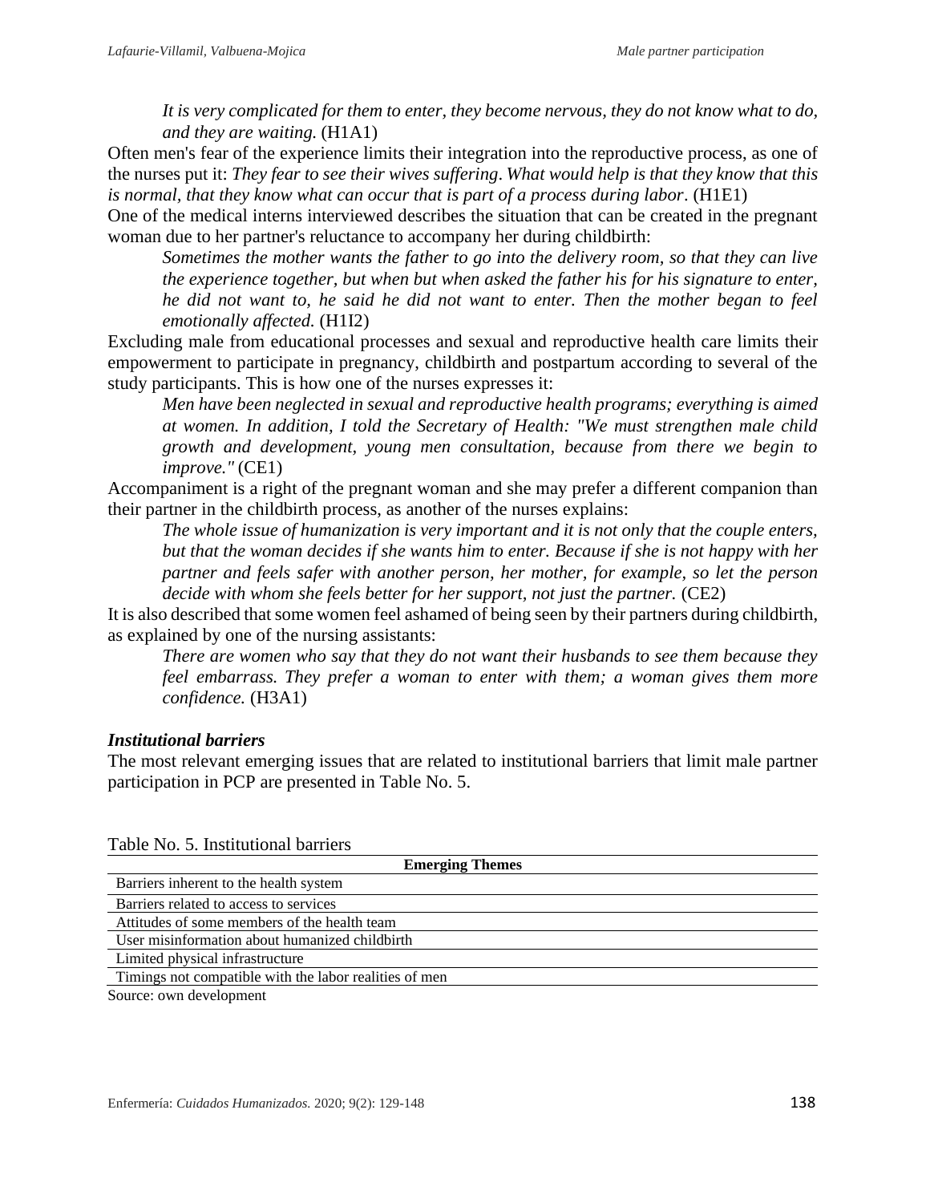> *It is very complicated for them to enter, they become nervous, they do not know what to do, and they are waiting.* (H1A1)

Often men's fear of the experience limits their integration into the reproductive process, as one of the nurses put it: *They fear to see their wives suffering. What would help is that they know that this is normal, that they know what can occur that is part of a process during labor*. (H1E1)

One of the medical interns interviewed describes the situation that can be created in the pregnant woman due to her partner's reluctance to accompany her during childbirth:

> *Sometimes the mother wants the father to go into the delivery room, so that they can live the experience together, but when but when asked the father his for his signature to enter, he did not want to, he said he did not want to enter. Then the mother began to feel emotionally affected.* (H1I2)

Excluding male from educational processes and sexual and reproductive health care limits their empowerment to participate in pregnancy, childbirth and postpartum according to several of the study participants. This is how one of the nurses expresses it:

> *Men have been neglected in sexual and reproductive health programs; everything is aimed at women. In addition, I told the Secretary of Health: "We must strengthen male child growth and development, young men consultation, because from there we begin to improve."* (CE1)

Accompaniment is a right of the pregnant woman and she may prefer a different companion than their partner in the childbirth process, as another of the nurses explains:

> *The whole issue of humanization is very important and it is not only that the couple enters, but that the woman decides if she wants him to enter. Because if she is not happy with her partner and feels safer with another person, her mother, for example, so let the person decide with whom she feels better for her support, not just the partner.* (CE2)

It is also described that some women feel ashamed of being seen by their partners during childbirth, as explained by one of the nursing assistants:

> *There are women who say that they do not want their husbands to see them because they feel embarrass. They prefer a woman to enter with them; a woman gives them more confidence.* (H3A1)

### *Institutional barriers*

The most relevant emerging issues that are related to institutional barriers that limit male partner participation in PCP are presented in Table No. 5.

Table No. 5. Institutional barriers

| Emerging Themes |
| --- |
| Barriers inherent to the health system |
| Barriers related to access to services |
| Attitudes of some members of the health team |
| User misinformation about humanized childbirth |
| Limited physical infrastructure |
| Timings not compatible with the labor realities of men |

Source: own development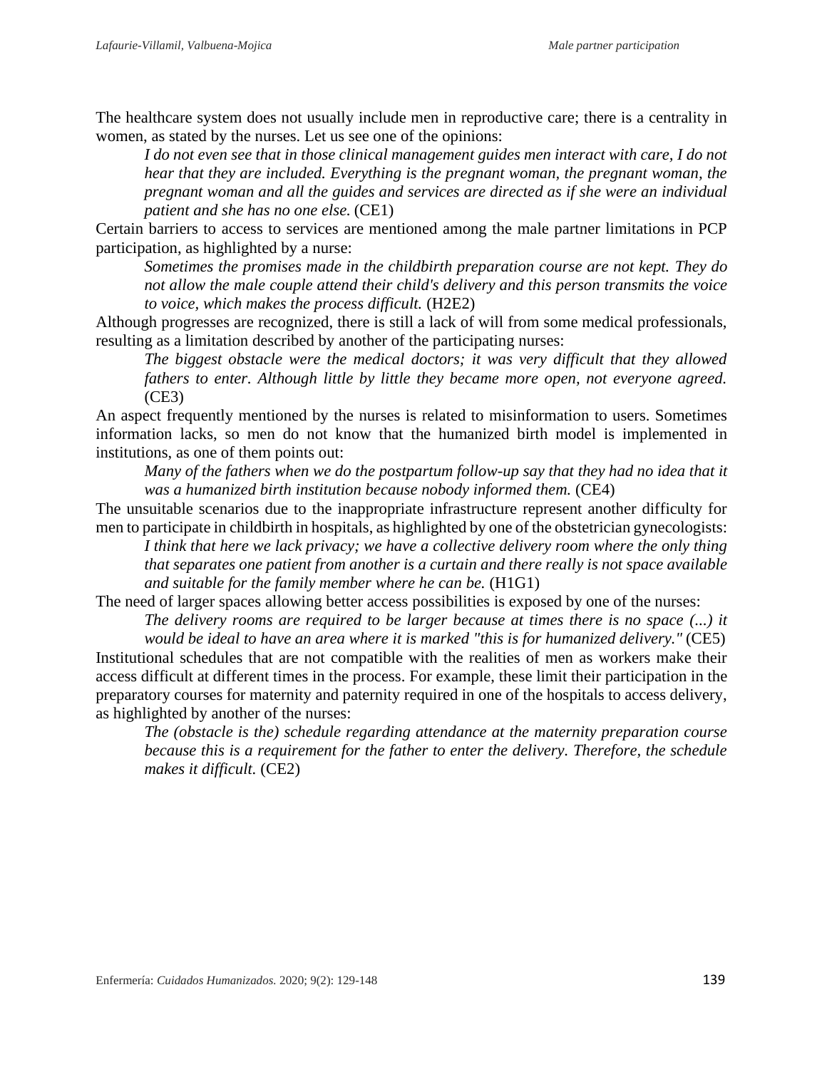The healthcare system does not usually include men in reproductive care; there is a centrality in women, as stated by the nurses. Let us see one of the opinions:

> *I do not even see that in those clinical management guides men interact with care, I do not hear that they are included. Everything is the pregnant woman, the pregnant woman, the pregnant woman and all the guides and services are directed as if she were an individual patient and she has no one else.* (CE1)

Certain barriers to access to services are mentioned among the male partner limitations in PCP participation, as highlighted by a nurse:

> *Sometimes the promises made in the childbirth preparation course are not kept. They do not allow the male couple attend their child's delivery and this person transmits the voice to voice, which makes the process difficult.* (H2E2)

Although progresses are recognized, there is still a lack of will from some medical professionals, resulting as a limitation described by another of the participating nurses:

> *The biggest obstacle were the medical doctors; it was very difficult that they allowed fathers to enter. Although little by little they became more open, not everyone agreed.* (CE3)

An aspect frequently mentioned by the nurses is related to misinformation to users. Sometimes information lacks, so men do not know that the humanized birth model is implemented in institutions, as one of them points out:

> *Many of the fathers when we do the postpartum follow-up say that they had no idea that it was a humanized birth institution because nobody informed them.* (CE4)

The unsuitable scenarios due to the inappropriate infrastructure represent another difficulty for men to participate in childbirth in hospitals, as highlighted by one of the obstetrician gynecologists:

> *I think that here we lack privacy; we have a collective delivery room where the only thing that separates one patient from another is a curtain and there really is not space available and suitable for the family member where he can be.* (H1G1)

The need of larger spaces allowing better access possibilities is exposed by one of the nurses:

> *The delivery rooms are required to be larger because at times there is no space (...) it would be ideal to have an area where it is marked "this is for humanized delivery."* (CE5)

Institutional schedules that are not compatible with the realities of men as workers make their access difficult at different times in the process. For example, these limit their participation in the preparatory courses for maternity and paternity required in one of the hospitals to access delivery, as highlighted by another of the nurses:

> *The (obstacle is the) schedule regarding attendance at the maternity preparation course because this is a requirement for the father to enter the delivery. Therefore, the schedule makes it difficult.* (CE2)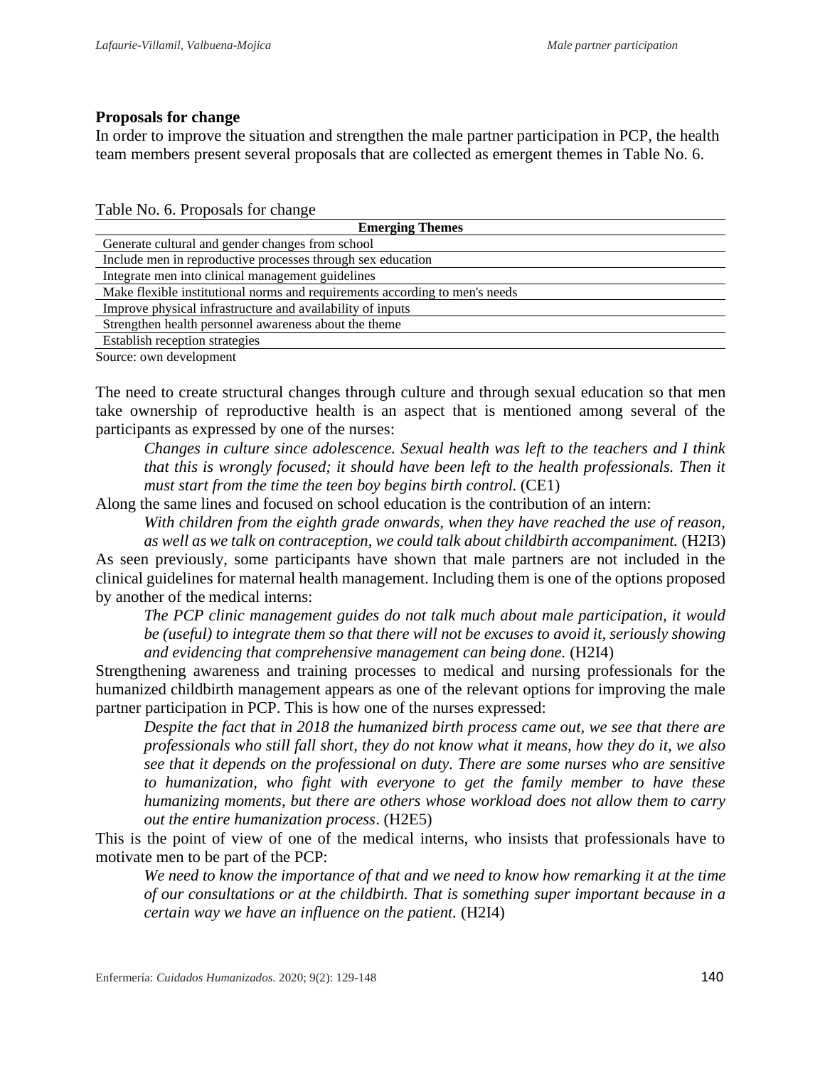## Proposals for change

In order to improve the situation and strengthen the male partner participation in PCP, the health team members present several proposals that are collected as emergent themes in Table No. 6.

Table No. 6. Proposals for change

| Emerging Themes |
| --- |
| Generate cultural and gender changes from school |
| Include men in reproductive processes through sex education |
| Integrate men into clinical management guidelines |
| Make flexible institutional norms and requirements according to men's needs |
| Improve physical infrastructure and availability of inputs |
| Strengthen health personnel awareness about the theme |
| Establish reception strategies |

Source: own development

The need to create structural changes through culture and through sexual education so that men take ownership of reproductive health is an aspect that is mentioned among several of the participants as expressed by one of the nurses:

> *Changes in culture since adolescence. Sexual health was left to the teachers and I think that this is wrongly focused; it should have been left to the health professionals. Then it must start from the time the teen boy begins birth control.* (CE1)

Along the same lines and focused on school education is the contribution of an intern:

> *With children from the eighth grade onwards, when they have reached the use of reason, as well as we talk on contraception, we could talk about childbirth accompaniment.* (H2I3)

As seen previously, some participants have shown that male partners are not included in the clinical guidelines for maternal health management. Including them is one of the options proposed by another of the medical interns:

> *The PCP clinic management guides do not talk much about male participation, it would be (useful) to integrate them so that there will not be excuses to avoid it, seriously showing and evidencing that comprehensive management can being done.* (H2I4)

Strengthening awareness and training processes to medical and nursing professionals for the humanized childbirth management appears as one of the relevant options for improving the male partner participation in PCP. This is how one of the nurses expressed:

> *Despite the fact that in 2018 the humanized birth process came out, we see that there are professionals who still fall short, they do not know what it means, how they do it, we also see that it depends on the professional on duty. There are some nurses who are sensitive to humanization, who fight with everyone to get the family member to have these humanizing moments, but there are others whose workload does not allow them to carry out the entire humanization process*. (H2E5)

This is the point of view of one of the medical interns, who insists that professionals have to motivate men to be part of the PCP:

> *We need to know the importance of that and we need to know how remarking it at the time of our consultations or at the childbirth. That is something super important because in a certain way we have an influence on the patient.* (H2I4)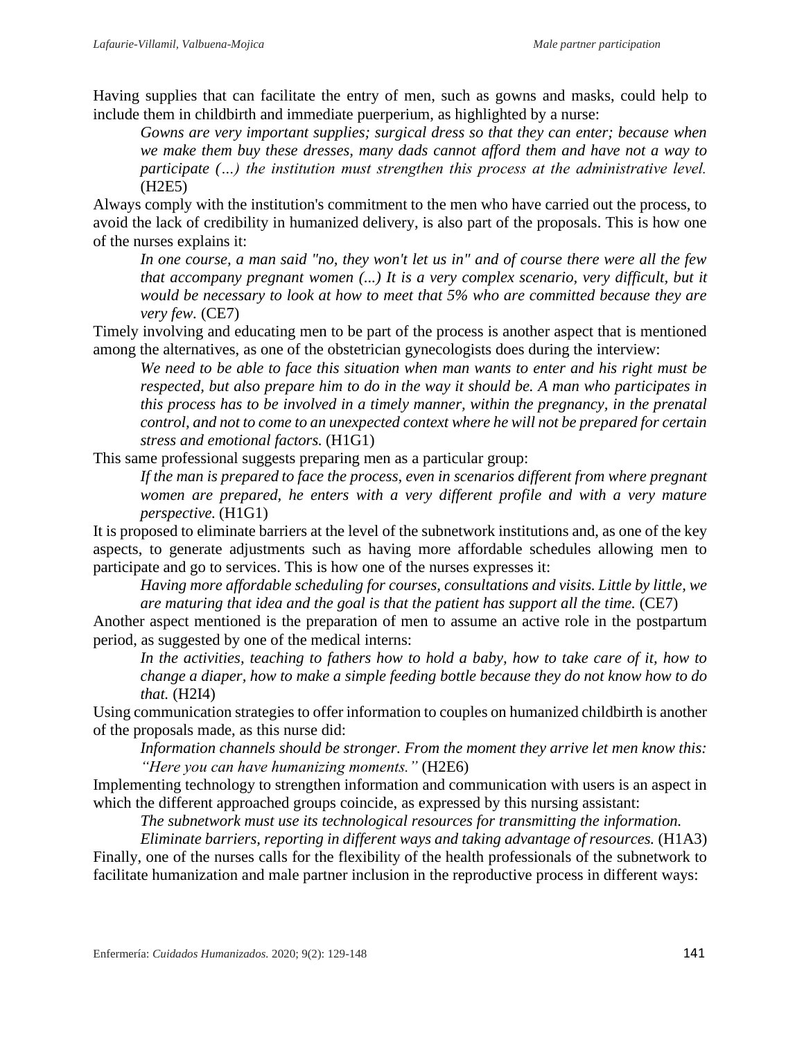Having supplies that can facilitate the entry of men, such as gowns and masks, could help to include them in childbirth and immediate puerperium, as highlighted by a nurse:

> *Gowns are very important supplies; surgical dress so that they can enter; because when we make them buy these dresses, many dads cannot afford them and have not a way to participate (…) the institution must strengthen this process at the administrative level.* (H2E5)

Always comply with the institution's commitment to the men who have carried out the process, to avoid the lack of credibility in humanized delivery, is also part of the proposals. This is how one of the nurses explains it:

> *In one course, a man said "no, they won't let us in" and of course there were all the few that accompany pregnant women (...) It is a very complex scenario, very difficult, but it would be necessary to look at how to meet that 5% who are committed because they are very few.* (CE7)

Timely involving and educating men to be part of the process is another aspect that is mentioned among the alternatives, as one of the obstetrician gynecologists does during the interview:

> *We need to be able to face this situation when man wants to enter and his right must be respected, but also prepare him to do in the way it should be. A man who participates in this process has to be involved in a timely manner, within the pregnancy, in the prenatal control, and not to come to an unexpected context where he will not be prepared for certain stress and emotional factors.* (H1G1)

This same professional suggests preparing men as a particular group:

> *If the man is prepared to face the process, even in scenarios different from where pregnant women are prepared, he enters with a very different profile and with a very mature perspective.* (H1G1)

It is proposed to eliminate barriers at the level of the subnetwork institutions and, as one of the key aspects, to generate adjustments such as having more affordable schedules allowing men to participate and go to services. This is how one of the nurses expresses it:

> *Having more affordable scheduling for courses, consultations and visits. Little by little, we are maturing that idea and the goal is that the patient has support all the time.* (CE7)

Another aspect mentioned is the preparation of men to assume an active role in the postpartum period, as suggested by one of the medical interns:

> *In the activities, teaching to fathers how to hold a baby, how to take care of it, how to change a diaper, how to make a simple feeding bottle because they do not know how to do that.* (H2I4)

Using communication strategies to offer information to couples on humanized childbirth is another of the proposals made, as this nurse did:

> *Information channels should be stronger. From the moment they arrive let men know this: "Here you can have humanizing moments."* (H2E6)

Implementing technology to strengthen information and communication with users is an aspect in which the different approached groups coincide, as expressed by this nursing assistant:

> *The subnetwork must use its technological resources for transmitting the information.*
> *Eliminate barriers, reporting in different ways and taking advantage of resources.* (H1A3)

Finally, one of the nurses calls for the flexibility of the health professionals of the subnetwork to facilitate humanization and male partner inclusion in the reproductive process in different ways: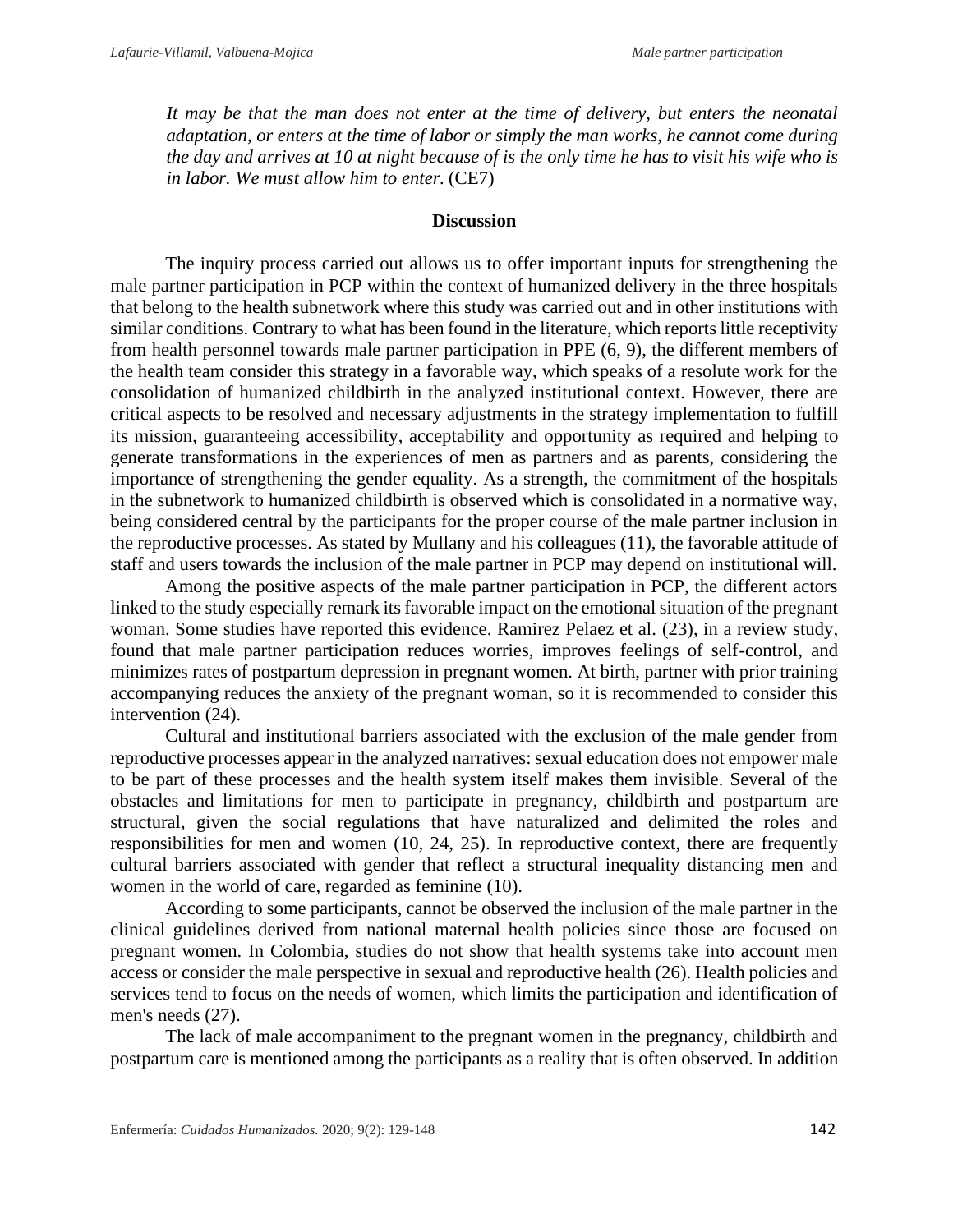*It may be that the man does not enter at the time of delivery, but enters the neonatal adaptation, or enters at the time of labor or simply the man works, he cannot come during the day and arrives at 10 at night because of is the only time he has to visit his wife who is in labor. We must allow him to enter.* (CE7)

## Discussion

The inquiry process carried out allows us to offer important inputs for strengthening the male partner participation in PCP within the context of humanized delivery in the three hospitals that belong to the health subnetwork where this study was carried out and in other institutions with similar conditions. Contrary to what has been found in the literature, which reports little receptivity from health personnel towards male partner participation in PPE (6, 9), the different members of the health team consider this strategy in a favorable way, which speaks of a resolute work for the consolidation of humanized childbirth in the analyzed institutional context. However, there are critical aspects to be resolved and necessary adjustments in the strategy implementation to fulfill its mission, guaranteeing accessibility, acceptability and opportunity as required and helping to generate transformations in the experiences of men as partners and as parents, considering the importance of strengthening the gender equality. As a strength, the commitment of the hospitals in the subnetwork to humanized childbirth is observed which is consolidated in a normative way, being considered central by the participants for the proper course of the male partner inclusion in the reproductive processes. As stated by Mullany and his colleagues (11), the favorable attitude of staff and users towards the inclusion of the male partner in PCP may depend on institutional will.

Among the positive aspects of the male partner participation in PCP, the different actors linked to the study especially remark its favorable impact on the emotional situation of the pregnant woman. Some studies have reported this evidence. Ramirez Pelaez et al. (23), in a review study, found that male partner participation reduces worries, improves feelings of self-control, and minimizes rates of postpartum depression in pregnant women. At birth, partner with prior training accompanying reduces the anxiety of the pregnant woman, so it is recommended to consider this intervention (24).

Cultural and institutional barriers associated with the exclusion of the male gender from reproductive processes appear in the analyzed narratives: sexual education does not empower male to be part of these processes and the health system itself makes them invisible. Several of the obstacles and limitations for men to participate in pregnancy, childbirth and postpartum are structural, given the social regulations that have naturalized and delimited the roles and responsibilities for men and women (10, 24, 25). In reproductive context, there are frequently cultural barriers associated with gender that reflect a structural inequality distancing men and women in the world of care, regarded as feminine (10).

According to some participants, cannot be observed the inclusion of the male partner in the clinical guidelines derived from national maternal health policies since those are focused on pregnant women. In Colombia, studies do not show that health systems take into account men access or consider the male perspective in sexual and reproductive health (26). Health policies and services tend to focus on the needs of women, which limits the participation and identification of men's needs (27).

The lack of male accompaniment to the pregnant women in the pregnancy, childbirth and postpartum care is mentioned among the participants as a reality that is often observed. In addition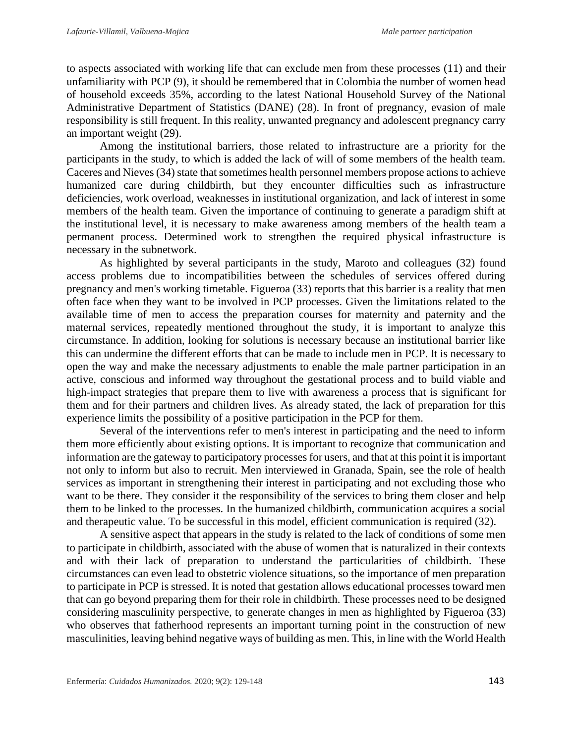to aspects associated with working life that can exclude men from these processes (11) and their unfamiliarity with PCP (9), it should be remembered that in Colombia the number of women head of household exceeds 35%, according to the latest National Household Survey of the National Administrative Department of Statistics (DANE) (28). In front of pregnancy, evasion of male responsibility is still frequent. In this reality, unwanted pregnancy and adolescent pregnancy carry an important weight (29).

Among the institutional barriers, those related to infrastructure are a priority for the participants in the study, to which is added the lack of will of some members of the health team. Caceres and Nieves (34) state that sometimes health personnel members propose actions to achieve humanized care during childbirth, but they encounter difficulties such as infrastructure deficiencies, work overload, weaknesses in institutional organization, and lack of interest in some members of the health team. Given the importance of continuing to generate a paradigm shift at the institutional level, it is necessary to make awareness among members of the health team a permanent process. Determined work to strengthen the required physical infrastructure is necessary in the subnetwork.

As highlighted by several participants in the study, Maroto and colleagues (32) found access problems due to incompatibilities between the schedules of services offered during pregnancy and men's working timetable. Figueroa (33) reports that this barrier is a reality that men often face when they want to be involved in PCP processes. Given the limitations related to the available time of men to access the preparation courses for maternity and paternity and the maternal services, repeatedly mentioned throughout the study, it is important to analyze this circumstance. In addition, looking for solutions is necessary because an institutional barrier like this can undermine the different efforts that can be made to include men in PCP. It is necessary to open the way and make the necessary adjustments to enable the male partner participation in an active, conscious and informed way throughout the gestational process and to build viable and high-impact strategies that prepare them to live with awareness a process that is significant for them and for their partners and children lives. As already stated, the lack of preparation for this experience limits the possibility of a positive participation in the PCP for them.

Several of the interventions refer to men's interest in participating and the need to inform them more efficiently about existing options. It is important to recognize that communication and information are the gateway to participatory processes for users, and that at this point it is important not only to inform but also to recruit. Men interviewed in Granada, Spain, see the role of health services as important in strengthening their interest in participating and not excluding those who want to be there. They consider it the responsibility of the services to bring them closer and help them to be linked to the processes. In the humanized childbirth, communication acquires a social and therapeutic value. To be successful in this model, efficient communication is required (32).

A sensitive aspect that appears in the study is related to the lack of conditions of some men to participate in childbirth, associated with the abuse of women that is naturalized in their contexts and with their lack of preparation to understand the particularities of childbirth. These circumstances can even lead to obstetric violence situations, so the importance of men preparation to participate in PCP is stressed. It is noted that gestation allows educational processes toward men that can go beyond preparing them for their role in childbirth. These processes need to be designed considering masculinity perspective, to generate changes in men as highlighted by Figueroa (33) who observes that fatherhood represents an important turning point in the construction of new masculinities, leaving behind negative ways of building as men. This, in line with the World Health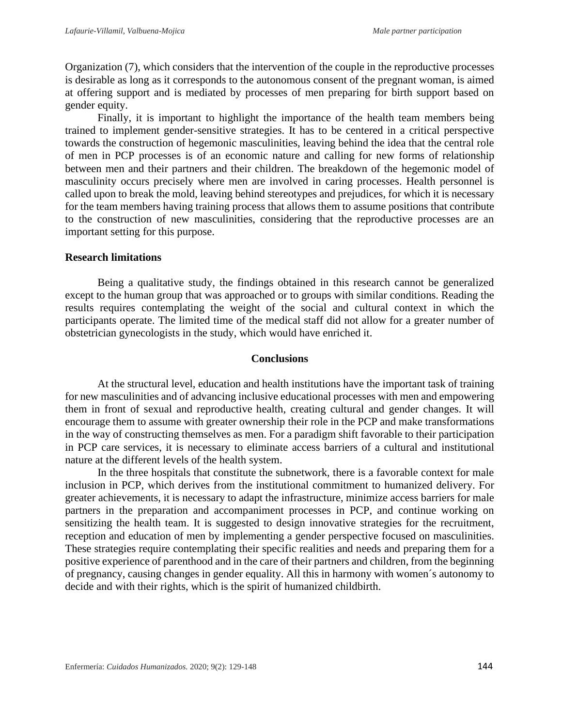Organization (7), which considers that the intervention of the couple in the reproductive processes is desirable as long as it corresponds to the autonomous consent of the pregnant woman, is aimed at offering support and is mediated by processes of men preparing for birth support based on gender equity.

Finally, it is important to highlight the importance of the health team members being trained to implement gender-sensitive strategies. It has to be centered in a critical perspective towards the construction of hegemonic masculinities, leaving behind the idea that the central role of men in PCP processes is of an economic nature and calling for new forms of relationship between men and their partners and their children. The breakdown of the hegemonic model of masculinity occurs precisely where men are involved in caring processes. Health personnel is called upon to break the mold, leaving behind stereotypes and prejudices, for which it is necessary for the team members having training process that allows them to assume positions that contribute to the construction of new masculinities, considering that the reproductive processes are an important setting for this purpose.

### Research limitations

Being a qualitative study, the findings obtained in this research cannot be generalized except to the human group that was approached or to groups with similar conditions. Reading the results requires contemplating the weight of the social and cultural context in which the participants operate. The limited time of the medical staff did not allow for a greater number of obstetrician gynecologists in the study, which would have enriched it.

## Conclusions

At the structural level, education and health institutions have the important task of training for new masculinities and of advancing inclusive educational processes with men and empowering them in front of sexual and reproductive health, creating cultural and gender changes. It will encourage them to assume with greater ownership their role in the PCP and make transformations in the way of constructing themselves as men. For a paradigm shift favorable to their participation in PCP care services, it is necessary to eliminate access barriers of a cultural and institutional nature at the different levels of the health system.

In the three hospitals that constitute the subnetwork, there is a favorable context for male inclusion in PCP, which derives from the institutional commitment to humanized delivery. For greater achievements, it is necessary to adapt the infrastructure, minimize access barriers for male partners in the preparation and accompaniment processes in PCP, and continue working on sensitizing the health team. It is suggested to design innovative strategies for the recruitment, reception and education of men by implementing a gender perspective focused on masculinities. These strategies require contemplating their specific realities and needs and preparing them for a positive experience of parenthood and in the care of their partners and children, from the beginning of pregnancy, causing changes in gender equality. All this in harmony with women´s autonomy to decide and with their rights, which is the spirit of humanized childbirth.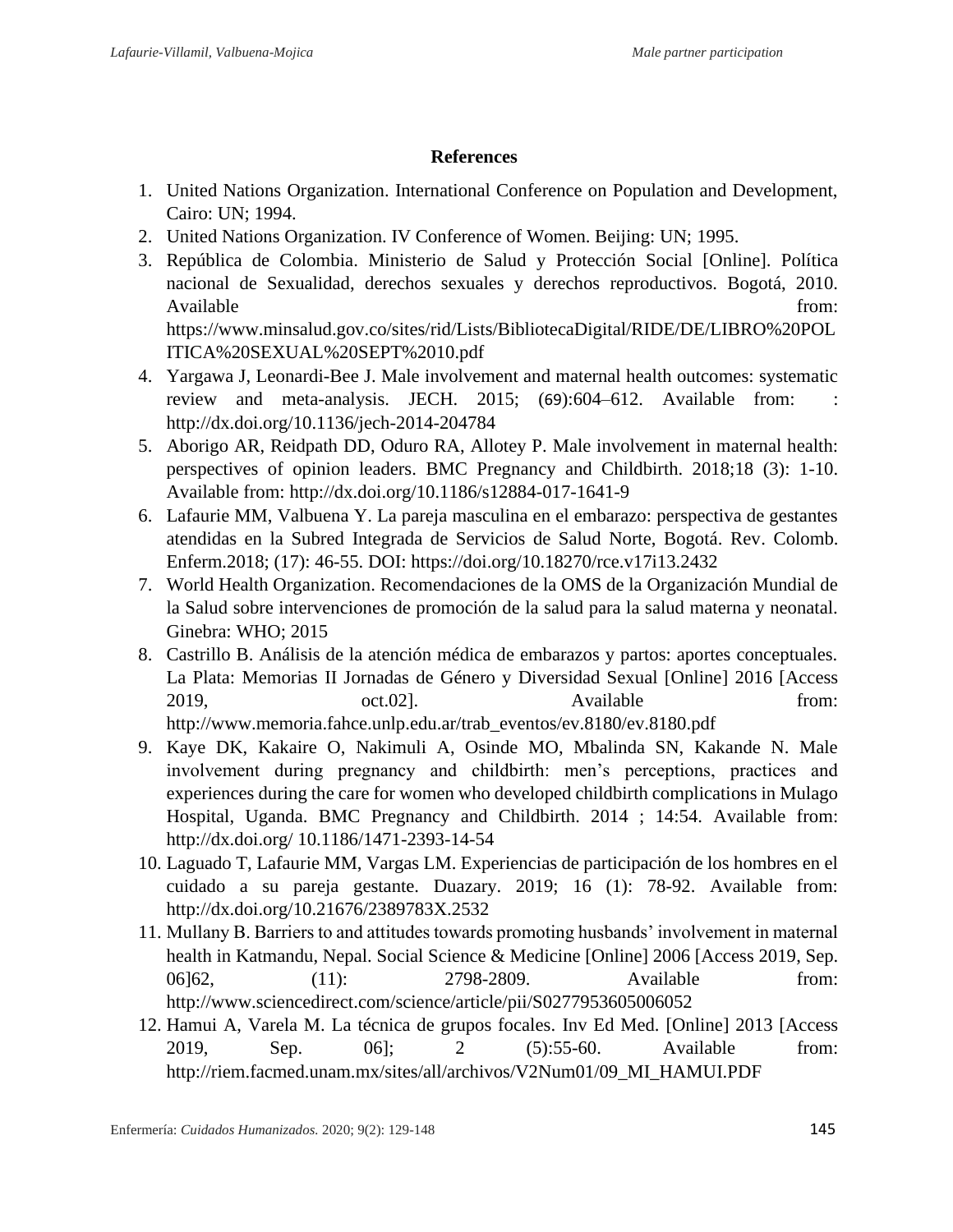## References

1. United Nations Organization. International Conference on Population and Development, Cairo: UN; 1994.
2. United Nations Organization. IV Conference of Women. Beijing: UN; 1995.
3. República de Colombia. Ministerio de Salud y Protección Social [Online]. Política nacional de Sexualidad, derechos sexuales y derechos reproductivos. Bogotá, 2010. Available from: https://www.minsalud.gov.co/sites/rid/Lists/BibliotecaDigital/RIDE/DE/LIBRO%20POLITICA%20SEXUAL%20SEPT%2010.pdf
4. Yargawa J, Leonardi-Bee J. Male involvement and maternal health outcomes: systematic review and meta-analysis. JECH. 2015; (69):604–612. Available from: : http://dx.doi.org/10.1136/jech-2014-204784
5. Aborigo AR, Reidpath DD, Oduro RA, Allotey P. Male involvement in maternal health: perspectives of opinion leaders. BMC Pregnancy and Childbirth. 2018;18 (3): 1-10. Available from: http://dx.doi.org/10.1186/s12884-017-1641-9
6. Lafaurie MM, Valbuena Y. La pareja masculina en el embarazo: perspectiva de gestantes atendidas en la Subred Integrada de Servicios de Salud Norte, Bogotá. Rev. Colomb. Enferm.2018; (17): 46-55. DOI: https://doi.org/10.18270/rce.v17i13.2432
7. World Health Organization. Recomendaciones de la OMS de la Organización Mundial de la Salud sobre intervenciones de promoción de la salud para la salud materna y neonatal. Ginebra: WHO; 2015
8. Castrillo B. Análisis de la atención médica de embarazos y partos: aportes conceptuales. La Plata: Memorias II Jornadas de Género y Diversidad Sexual [Online] 2016 [Access 2019, oct.02]. Available from: http://www.memoria.fahce.unlp.edu.ar/trab_eventos/ev.8180/ev.8180.pdf
9. Kaye DK, Kakaire O, Nakimuli A, Osinde MO, Mbalinda SN, Kakande N. Male involvement during pregnancy and childbirth: men's perceptions, practices and experiences during the care for women who developed childbirth complications in Mulago Hospital, Uganda. BMC Pregnancy and Childbirth. 2014 ; 14:54. Available from: http://dx.doi.org/ 10.1186/1471-2393-14-54
10. Laguado T, Lafaurie MM, Vargas LM. Experiencias de participación de los hombres en el cuidado a su pareja gestante. Duazary. 2019; 16 (1): 78-92. Available from: http://dx.doi.org/10.21676/2389783X.2532
11. Mullany B. Barriers to and attitudes towards promoting husbands' involvement in maternal health in Katmandu, Nepal. Social Science & Medicine [Online] 2006 [Access 2019, Sep. 06]62, (11): 2798-2809. Available from: http://www.sciencedirect.com/science/article/pii/S0277953605006052
12. Hamui A, Varela M. La técnica de grupos focales. Inv Ed Med. [Online] 2013 [Access 2019, Sep. 06]; 2 (5):55-60. Available from: http://riem.facmed.unam.mx/sites/all/archivos/V2Num01/09_MI_HAMUI.PDF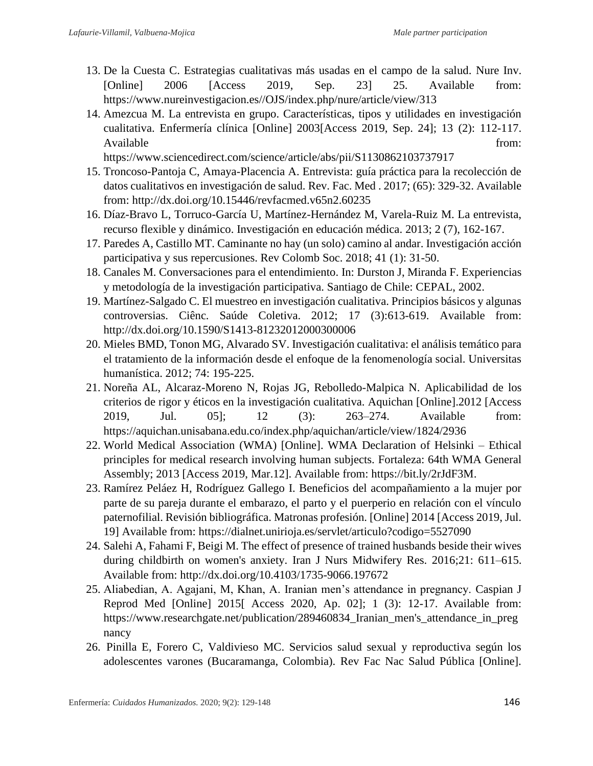13. De la Cuesta C. Estrategias cualitativas más usadas en el campo de la salud. Nure Inv. [Online] 2006 [Access 2019, Sep. 23] 25. Available from: https://www.nureinvestigacion.es//OJS/index.php/nure/article/view/313
14. Amezcua M. La entrevista en grupo. Características, tipos y utilidades en investigación cualitativa. Enfermería clínica [Online] 2003[Access 2019, Sep. 24]; 13 (2): 112-117. Available from: https://www.sciencedirect.com/science/article/abs/pii/S1130862103737917
15. Troncoso-Pantoja C, Amaya-Placencia A. Entrevista: guía práctica para la recolección de datos cualitativos en investigación de salud. Rev. Fac. Med . 2017; (65): 329-32. Available from: http://dx.doi.org/10.15446/revfacmed.v65n2.60235
16. Díaz-Bravo L, Torruco-García U, Martínez-Hernández M, Varela-Ruiz M. La entrevista, recurso flexible y dinámico. Investigación en educación médica. 2013; 2 (7), 162-167.
17. Paredes A, Castillo MT. Caminante no hay (un solo) camino al andar. Investigación acción participativa y sus repercusiones. Rev Colomb Soc. 2018; 41 (1): 31-50.
18. Canales M. Conversaciones para el entendimiento. In: Durston J, Miranda F. Experiencias y metodología de la investigación participativa. Santiago de Chile: CEPAL, 2002.
19. Martínez-Salgado C. El muestreo en investigación cualitativa. Principios básicos y algunas controversias. Ciênc. Saúde Coletiva. 2012; 17 (3):613-619. Available from: http://dx.doi.org/10.1590/S1413-81232012000300006
20. Mieles BMD, Tonon MG, Alvarado SV. Investigación cualitativa: el análisis temático para el tratamiento de la información desde el enfoque de la fenomenología social. Universitas humanística. 2012; 74: 195-225.
21. Noreña AL, Alcaraz-Moreno N, Rojas JG, Rebolledo-Malpica N. Aplicabilidad de los criterios de rigor y éticos en la investigación cualitativa. Aquichan [Online].2012 [Access 2019, Jul. 05]; 12 (3): 263–274. Available from: https://aquichan.unisabana.edu.co/index.php/aquichan/article/view/1824/2936
22. World Medical Association (WMA) [Online]. WMA Declaration of Helsinki – Ethical principles for medical research involving human subjects. Fortaleza: 64th WMA General Assembly; 2013 [Access 2019, Mar.12]. Available from: https://bit.ly/2rJdF3M.
23. Ramírez Peláez H, Rodríguez Gallego I. Beneficios del acompañamiento a la mujer por parte de su pareja durante el embarazo, el parto y el puerperio en relación con el vínculo paternofilial. Revisión bibliográfica. Matronas profesión. [Online] 2014 [Access 2019, Jul. 19] Available from: https://dialnet.unirioja.es/servlet/articulo?codigo=5527090
24. Salehi A, Fahami F, Beigi M. The effect of presence of trained husbands beside their wives during childbirth on women's anxiety. Iran J Nurs Midwifery Res. 2016;21: 611–615. Available from: http://dx.doi.org/10.4103/1735-9066.197672
25. Aliabedian, A. Agajani, M, Khan, A. Iranian men's attendance in pregnancy. Caspian J Reprod Med [Online] 2015[ Access 2020, Ap. 02]; 1 (3): 12-17. Available from: https://www.researchgate.net/publication/289460834_Iranian_men's_attendance_in_pregnancy
26. Pinilla E, Forero C, Valdivieso MC. Servicios salud sexual y reproductiva según los adolescentes varones (Bucaramanga, Colombia). Rev Fac Nac Salud Pública [Online].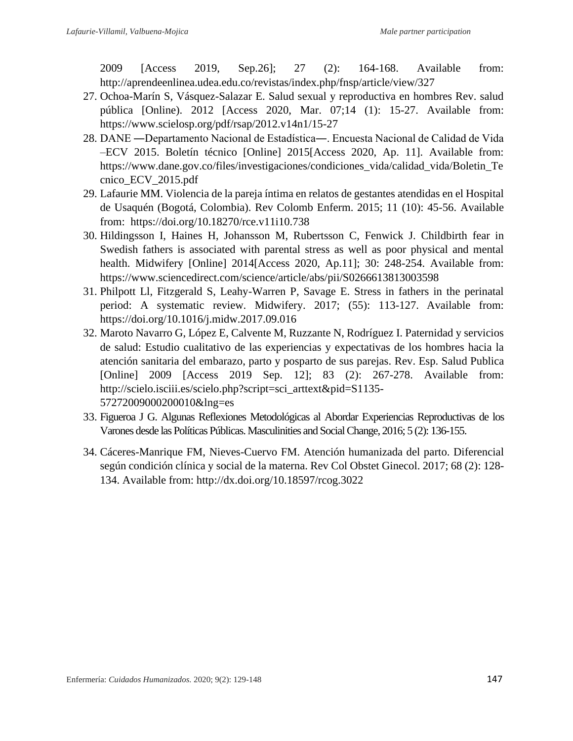2009 [Access 2019, Sep.26]; 27 (2): 164-168. Available from: http://aprendeenlinea.udea.edu.co/revistas/index.php/fnsp/article/view/327

27. Ochoa-Marín S, Vásquez-Salazar E. Salud sexual y reproductiva en hombres Rev. salud pública [Online]. 2012 [Access 2020, Mar. 07;14 (1): 15-27. Available from: https://www.scielosp.org/pdf/rsap/2012.v14n1/15-27
28. DANE ―Departamento Nacional de Estadística―. Encuesta Nacional de Calidad de Vida –ECV 2015. Boletín técnico [Online] 2015[Access 2020, Ap. 11]. Available from: https://www.dane.gov.co/files/investigaciones/condiciones_vida/calidad_vida/Boletin_Tecnico_ECV_2015.pdf
29. Lafaurie MM. Violencia de la pareja íntima en relatos de gestantes atendidas en el Hospital de Usaquén (Bogotá, Colombia). Rev Colomb Enferm. 2015; 11 (10): 45-56. Available from: https://doi.org/10.18270/rce.v11i10.738
30. Hildingsson I, Haines H, Johansson M, Rubertsson C, Fenwick J. Childbirth fear in Swedish fathers is associated with parental stress as well as poor physical and mental health. Midwifery [Online] 2014[Access 2020, Ap.11]; 30: 248-254. Available from: https://www.sciencedirect.com/science/article/abs/pii/S0266613813003598
31. Philpott Ll, Fitzgerald S, Leahy-Warren P, Savage E. Stress in fathers in the perinatal period: A systematic review. Midwifery. 2017; (55): 113-127. Available from: https://doi.org/10.1016/j.midw.2017.09.016
32. Maroto Navarro G, López E, Calvente M, Ruzzante N, Rodríguez I. Paternidad y servicios de salud: Estudio cualitativo de las experiencias y expectativas de los hombres hacia la atención sanitaria del embarazo, parto y posparto de sus parejas. Rev. Esp. Salud Publica [Online] 2009 [Access 2019 Sep. 12]; 83 (2): 267-278. Available from: http://scielo.isciii.es/scielo.php?script=sci_arttext&pid=S1135-57272009000200010&lng=es
33. Figueroa J G. Algunas Reflexiones Metodológicas al Abordar Experiencias Reproductivas de los Varones desde las Políticas Públicas. Masculinities and Social Change, 2016; 5 (2): 136-155.
34. Cáceres-Manrique FM, Nieves-Cuervo FM. Atención humanizada del parto. Diferencial según condición clínica y social de la materna. Rev Col Obstet Ginecol. 2017; 68 (2): 128-134. Available from: http://dx.doi.org/10.18597/rcog.3022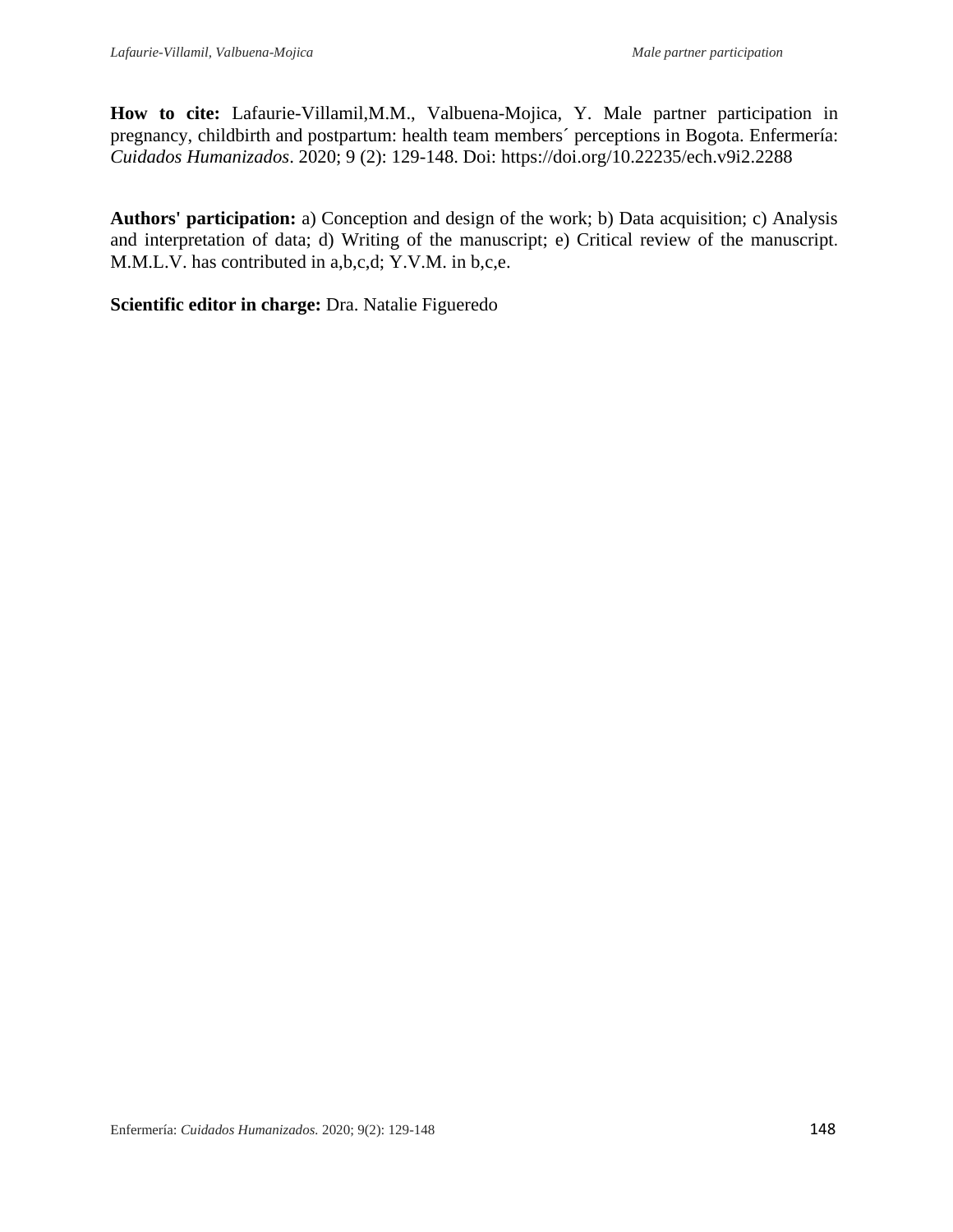**How to cite:** Lafaurie-Villamil,M.M., Valbuena-Mojica, Y. Male partner participation in pregnancy, childbirth and postpartum: health team members´ perceptions in Bogota. Enfermería: *Cuidados Humanizados*. 2020; 9 (2): 129-148. Doi: https://doi.org/10.22235/ech.v9i2.2288

**Authors' participation:** a) Conception and design of the work; b) Data acquisition; c) Analysis and interpretation of data; d) Writing of the manuscript; e) Critical review of the manuscript. M.M.L.V. has contributed in a,b,c,d; Y.V.M. in b,c,e.

**Scientific editor in charge:** Dra. Natalie Figueredo